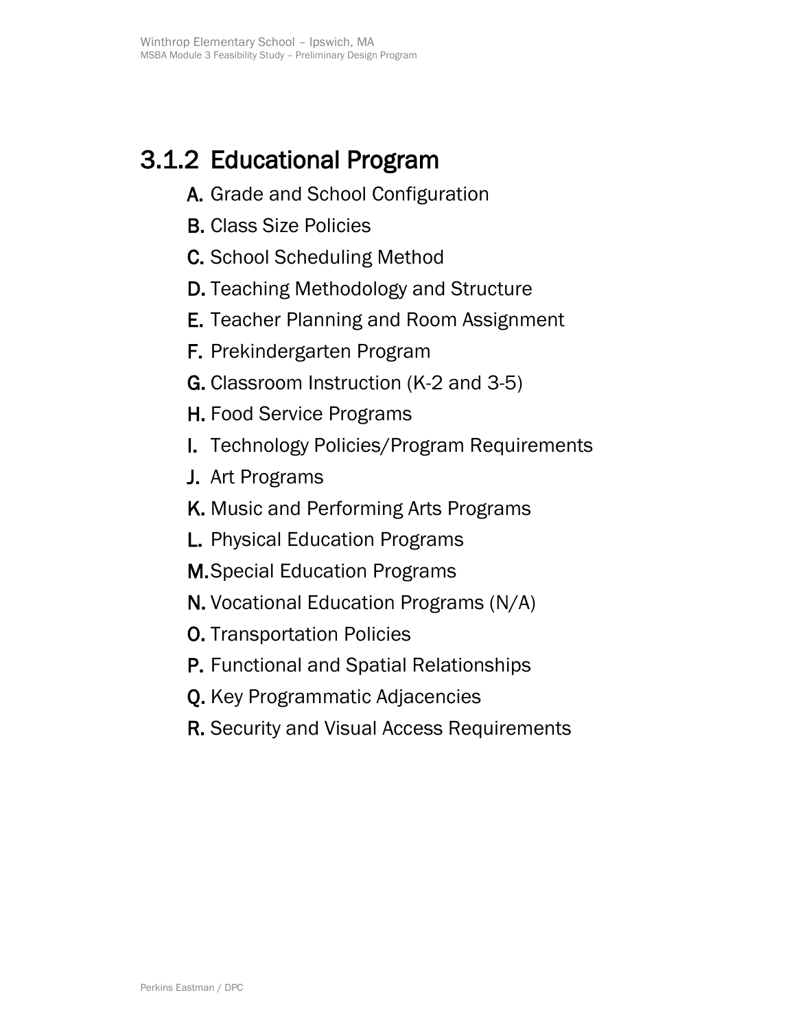## 3.1.2 Educational Program

- **A.** Grade and School Configuration
- **B.** Class Size Policies
- **C.** School Scheduling Method
- **D.** Teaching Methodology and Structure
- **E.** Teacher Planning and Room Assignment
- **F.** Prekindergarten Program
- **G.** Classroom Instruction (K-2 and 3-5)
- **H.** Food Service Programs
- **I.** Technology Policies/Program Requirements
- **J.** Art Programs
- **K.** Music and Performing Arts Programs
- **L.** Physical Education Programs
- **M.** Special Education Programs
- **N.** Vocational Education Programs (N/A)
- **O.** Transportation Policies
- **P.** Functional and Spatial Relationships
- **Q.** Key Programmatic Adjacencies
- **R.** Security and Visual Access Requirements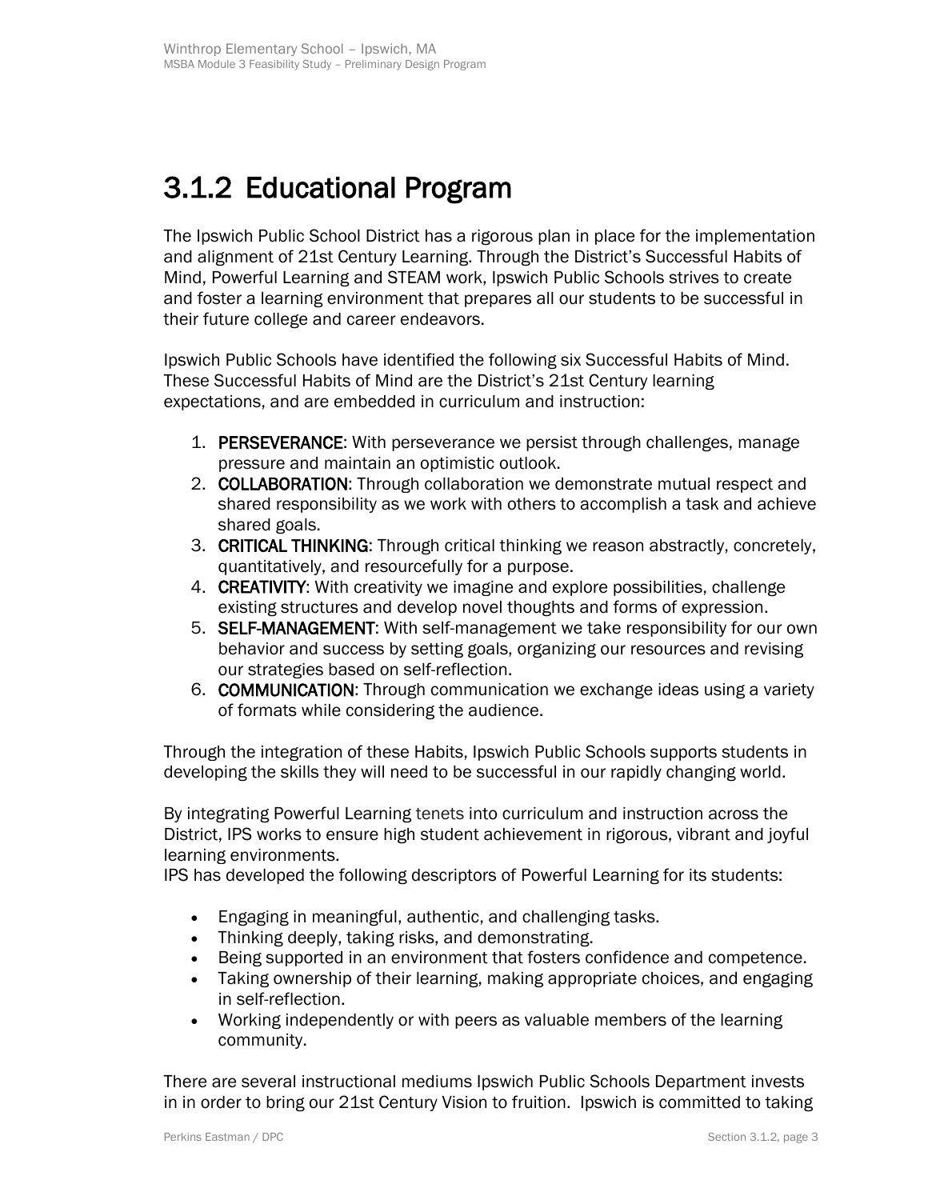# 3.1.2 Educational Program

The Ipswich Public School District has a rigorous plan in place for the implementation and alignment of 21st Century Learning. Through the District's Successful Habits of Mind, Powerful Learning and STEAM work, Ipswich Public Schools strives to create and foster a learning environment that prepares all our students to be successful in their future college and career endeavors.

Ipswich Public Schools have identified the following six Successful Habits of Mind. These Successful Habits of Mind are the District's 21st Century learning expectations, and are embedded in curriculum and instruction:

1. **PERSEVERANCE**: With perseverance we persist through challenges, manage pressure and maintain an optimistic outlook.
2. **COLLABORATION**: Through collaboration we demonstrate mutual respect and shared responsibility as we work with others to accomplish a task and achieve shared goals.
3. **CRITICAL THINKING**: Through critical thinking we reason abstractly, concretely, quantitatively, and resourcefully for a purpose.
4. **CREATIVITY**: With creativity we imagine and explore possibilities, challenge existing structures and develop novel thoughts and forms of expression.
5. **SELF-MANAGEMENT**: With self-management we take responsibility for our own behavior and success by setting goals, organizing our resources and revising our strategies based on self-reflection.
6. **COMMUNICATION**: Through communication we exchange ideas using a variety of formats while considering the audience.

Through the integration of these Habits, Ipswich Public Schools supports students in developing the skills they will need to be successful in our rapidly changing world.

By integrating Powerful Learning tenets into curriculum and instruction across the District, IPS works to ensure high student achievement in rigorous, vibrant and joyful learning environments.
IPS has developed the following descriptors of Powerful Learning for its students:

- Engaging in meaningful, authentic, and challenging tasks.
- Thinking deeply, taking risks, and demonstrating.
- Being supported in an environment that fosters confidence and competence.
- Taking ownership of their learning, making appropriate choices, and engaging in self-reflection.
- Working independently or with peers as valuable members of the learning community.

There are several instructional mediums Ipswich Public Schools Department invests in in order to bring our 21st Century Vision to fruition. Ipswich is committed to taking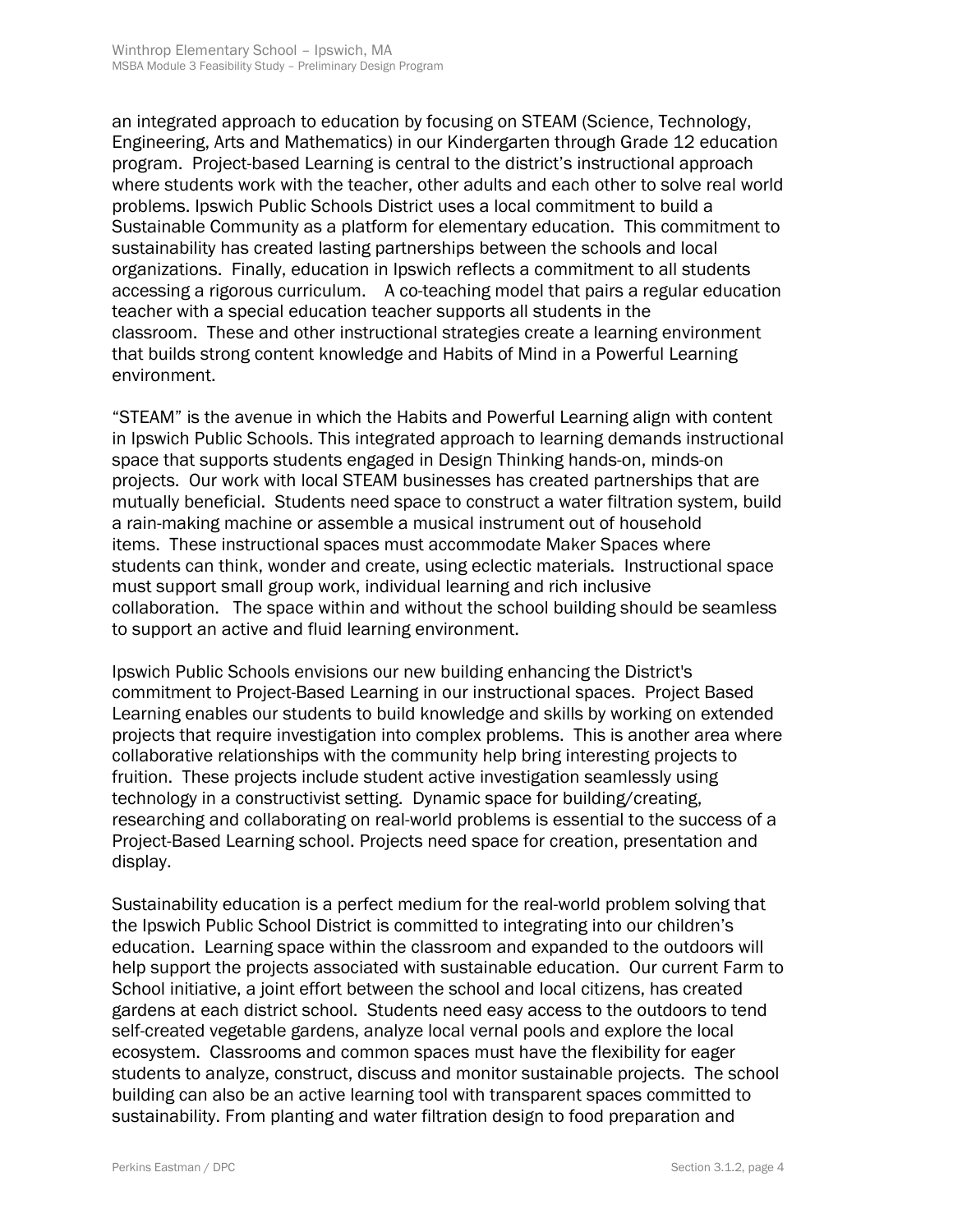an integrated approach to education by focusing on STEAM (Science, Technology, Engineering, Arts and Mathematics) in our Kindergarten through Grade 12 education program. Project-based Learning is central to the district's instructional approach where students work with the teacher, other adults and each other to solve real world problems. Ipswich Public Schools District uses a local commitment to build a Sustainable Community as a platform for elementary education. This commitment to sustainability has created lasting partnerships between the schools and local organizations. Finally, education in Ipswich reflects a commitment to all students accessing a rigorous curriculum. A co-teaching model that pairs a regular education teacher with a special education teacher supports all students in the classroom. These and other instructional strategies create a learning environment that builds strong content knowledge and Habits of Mind in a Powerful Learning environment.

"STEAM" is the avenue in which the Habits and Powerful Learning align with content in Ipswich Public Schools. This integrated approach to learning demands instructional space that supports students engaged in Design Thinking hands-on, minds-on projects. Our work with local STEAM businesses has created partnerships that are mutually beneficial. Students need space to construct a water filtration system, build a rain-making machine or assemble a musical instrument out of household items. These instructional spaces must accommodate Maker Spaces where students can think, wonder and create, using eclectic materials. Instructional space must support small group work, individual learning and rich inclusive collaboration. The space within and without the school building should be seamless to support an active and fluid learning environment.

Ipswich Public Schools envisions our new building enhancing the District's commitment to Project-Based Learning in our instructional spaces. Project Based Learning enables our students to build knowledge and skills by working on extended projects that require investigation into complex problems. This is another area where collaborative relationships with the community help bring interesting projects to fruition. These projects include student active investigation seamlessly using technology in a constructivist setting. Dynamic space for building/creating, researching and collaborating on real-world problems is essential to the success of a Project-Based Learning school. Projects need space for creation, presentation and display.

Sustainability education is a perfect medium for the real-world problem solving that the Ipswich Public School District is committed to integrating into our children's education. Learning space within the classroom and expanded to the outdoors will help support the projects associated with sustainable education. Our current Farm to School initiative, a joint effort between the school and local citizens, has created gardens at each district school. Students need easy access to the outdoors to tend self-created vegetable gardens, analyze local vernal pools and explore the local ecosystem. Classrooms and common spaces must have the flexibility for eager students to analyze, construct, discuss and monitor sustainable projects. The school building can also be an active learning tool with transparent spaces committed to sustainability. From planting and water filtration design to food preparation and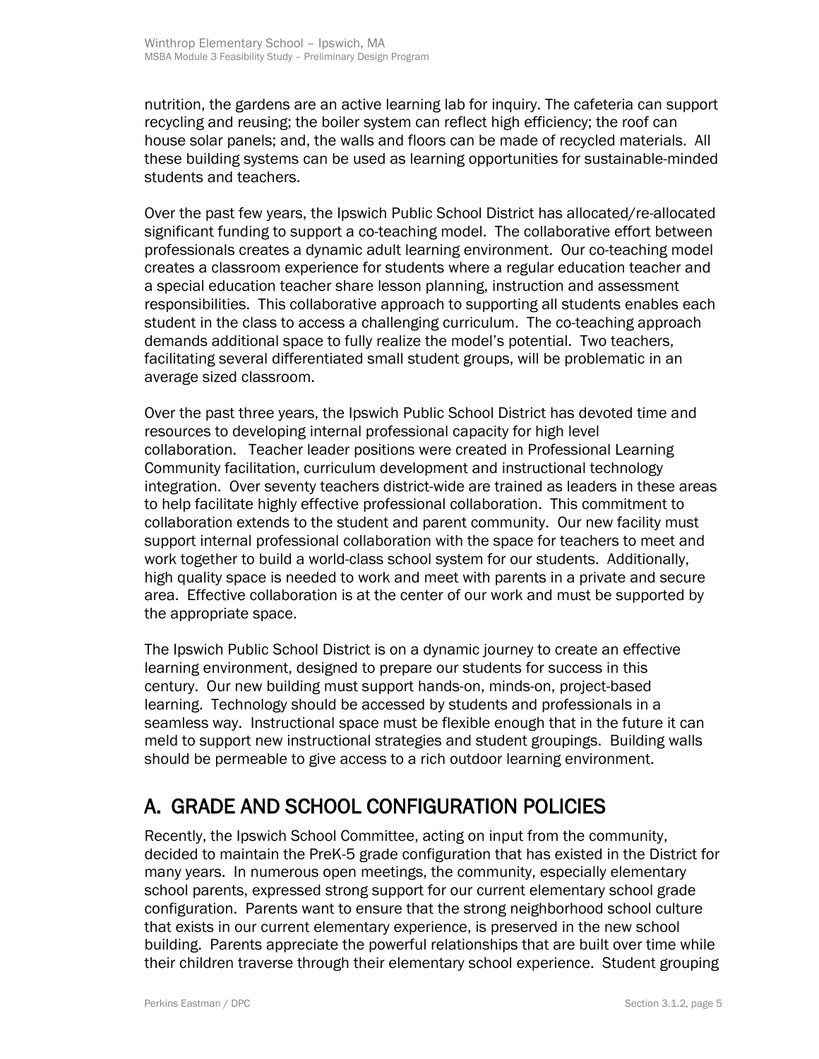nutrition, the gardens are an active learning lab for inquiry. The cafeteria can support recycling and reusing; the boiler system can reflect high efficiency; the roof can house solar panels; and, the walls and floors can be made of recycled materials. All these building systems can be used as learning opportunities for sustainable-minded students and teachers.

Over the past few years, the Ipswich Public School District has allocated/re-allocated significant funding to support a co-teaching model. The collaborative effort between professionals creates a dynamic adult learning environment. Our co-teaching model creates a classroom experience for students where a regular education teacher and a special education teacher share lesson planning, instruction and assessment responsibilities. This collaborative approach to supporting all students enables each student in the class to access a challenging curriculum. The co-teaching approach demands additional space to fully realize the model's potential. Two teachers, facilitating several differentiated small student groups, will be problematic in an average sized classroom.

Over the past three years, the Ipswich Public School District has devoted time and resources to developing internal professional capacity for high level collaboration. Teacher leader positions were created in Professional Learning Community facilitation, curriculum development and instructional technology integration. Over seventy teachers district-wide are trained as leaders in these areas to help facilitate highly effective professional collaboration. This commitment to collaboration extends to the student and parent community. Our new facility must support internal professional collaboration with the space for teachers to meet and work together to build a world-class school system for our students. Additionally, high quality space is needed to work and meet with parents in a private and secure area. Effective collaboration is at the center of our work and must be supported by the appropriate space.

The Ipswich Public School District is on a dynamic journey to create an effective learning environment, designed to prepare our students for success in this century. Our new building must support hands-on, minds-on, project-based learning. Technology should be accessed by students and professionals in a seamless way. Instructional space must be flexible enough that in the future it can meld to support new instructional strategies and student groupings. Building walls should be permeable to give access to a rich outdoor learning environment.

## A. GRADE AND SCHOOL CONFIGURATION POLICIES

Recently, the Ipswich School Committee, acting on input from the community, decided to maintain the PreK-5 grade configuration that has existed in the District for many years. In numerous open meetings, the community, especially elementary school parents, expressed strong support for our current elementary school grade configuration. Parents want to ensure that the strong neighborhood school culture that exists in our current elementary experience, is preserved in the new school building. Parents appreciate the powerful relationships that are built over time while their children traverse through their elementary school experience. Student grouping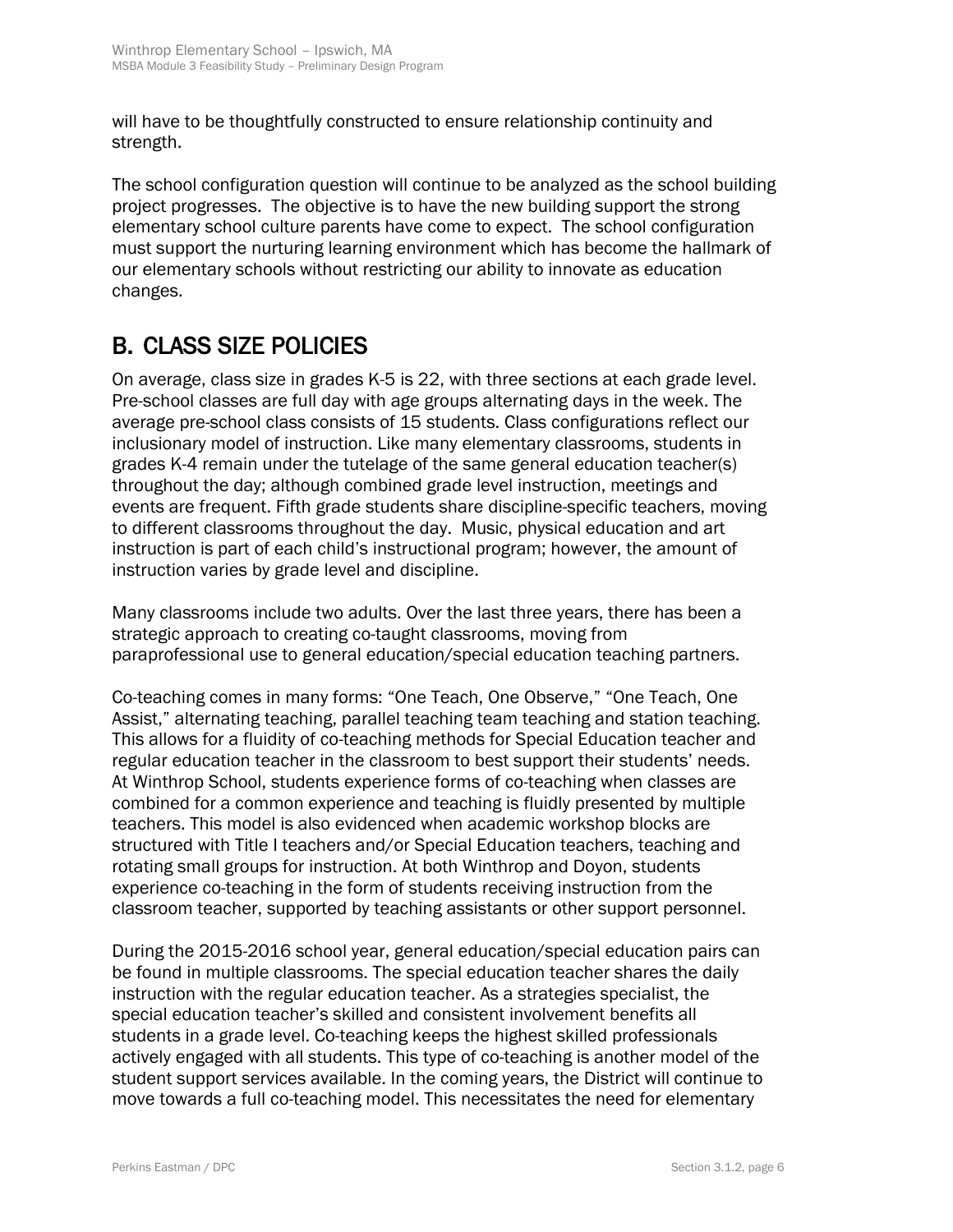will have to be thoughtfully constructed to ensure relationship continuity and strength.

The school configuration question will continue to be analyzed as the school building project progresses. The objective is to have the new building support the strong elementary school culture parents have come to expect. The school configuration must support the nurturing learning environment which has become the hallmark of our elementary schools without restricting our ability to innovate as education changes.

## B. CLASS SIZE POLICIES

On average, class size in grades K-5 is 22, with three sections at each grade level. Pre-school classes are full day with age groups alternating days in the week. The average pre-school class consists of 15 students. Class configurations reflect our inclusionary model of instruction. Like many elementary classrooms, students in grades K-4 remain under the tutelage of the same general education teacher(s) throughout the day; although combined grade level instruction, meetings and events are frequent. Fifth grade students share discipline-specific teachers, moving to different classrooms throughout the day. Music, physical education and art instruction is part of each child's instructional program; however, the amount of instruction varies by grade level and discipline.

Many classrooms include two adults. Over the last three years, there has been a strategic approach to creating co-taught classrooms, moving from paraprofessional use to general education/special education teaching partners.

Co-teaching comes in many forms: "One Teach, One Observe," "One Teach, One Assist," alternating teaching, parallel teaching team teaching and station teaching. This allows for a fluidity of co-teaching methods for Special Education teacher and regular education teacher in the classroom to best support their students' needs. At Winthrop School, students experience forms of co-teaching when classes are combined for a common experience and teaching is fluidly presented by multiple teachers. This model is also evidenced when academic workshop blocks are structured with Title I teachers and/or Special Education teachers, teaching and rotating small groups for instruction. At both Winthrop and Doyon, students experience co-teaching in the form of students receiving instruction from the classroom teacher, supported by teaching assistants or other support personnel.

During the 2015-2016 school year, general education/special education pairs can be found in multiple classrooms. The special education teacher shares the daily instruction with the regular education teacher. As a strategies specialist, the special education teacher's skilled and consistent involvement benefits all students in a grade level. Co-teaching keeps the highest skilled professionals actively engaged with all students. This type of co-teaching is another model of the student support services available. In the coming years, the District will continue to move towards a full co-teaching model. This necessitates the need for elementary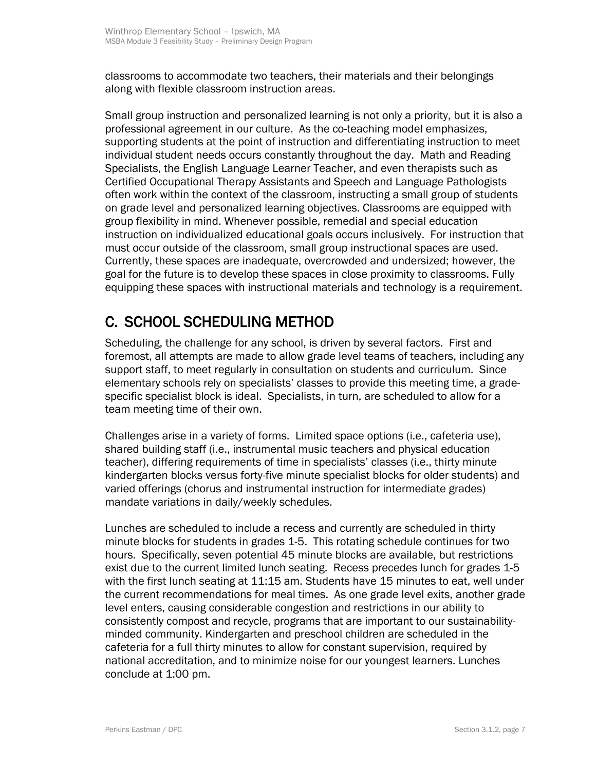classrooms to accommodate two teachers, their materials and their belongings along with flexible classroom instruction areas.

Small group instruction and personalized learning is not only a priority, but it is also a professional agreement in our culture. As the co-teaching model emphasizes, supporting students at the point of instruction and differentiating instruction to meet individual student needs occurs constantly throughout the day. Math and Reading Specialists, the English Language Learner Teacher, and even therapists such as Certified Occupational Therapy Assistants and Speech and Language Pathologists often work within the context of the classroom, instructing a small group of students on grade level and personalized learning objectives. Classrooms are equipped with group flexibility in mind. Whenever possible, remedial and special education instruction on individualized educational goals occurs inclusively. For instruction that must occur outside of the classroom, small group instructional spaces are used. Currently, these spaces are inadequate, overcrowded and undersized; however, the goal for the future is to develop these spaces in close proximity to classrooms. Fully equipping these spaces with instructional materials and technology is a requirement.

## C. SCHOOL SCHEDULING METHOD

Scheduling, the challenge for any school, is driven by several factors. First and foremost, all attempts are made to allow grade level teams of teachers, including any support staff, to meet regularly in consultation on students and curriculum. Since elementary schools rely on specialists' classes to provide this meeting time, a grade-specific specialist block is ideal. Specialists, in turn, are scheduled to allow for a team meeting time of their own.

Challenges arise in a variety of forms. Limited space options (i.e., cafeteria use), shared building staff (i.e., instrumental music teachers and physical education teacher), differing requirements of time in specialists' classes (i.e., thirty minute kindergarten blocks versus forty-five minute specialist blocks for older students) and varied offerings (chorus and instrumental instruction for intermediate grades) mandate variations in daily/weekly schedules.

Lunches are scheduled to include a recess and currently are scheduled in thirty minute blocks for students in grades 1-5. This rotating schedule continues for two hours. Specifically, seven potential 45 minute blocks are available, but restrictions exist due to the current limited lunch seating. Recess precedes lunch for grades 1-5 with the first lunch seating at 11:15 am. Students have 15 minutes to eat, well under the current recommendations for meal times. As one grade level exits, another grade level enters, causing considerable congestion and restrictions in our ability to consistently compost and recycle, programs that are important to our sustainability-minded community. Kindergarten and preschool children are scheduled in the cafeteria for a full thirty minutes to allow for constant supervision, required by national accreditation, and to minimize noise for our youngest learners. Lunches conclude at 1:00 pm.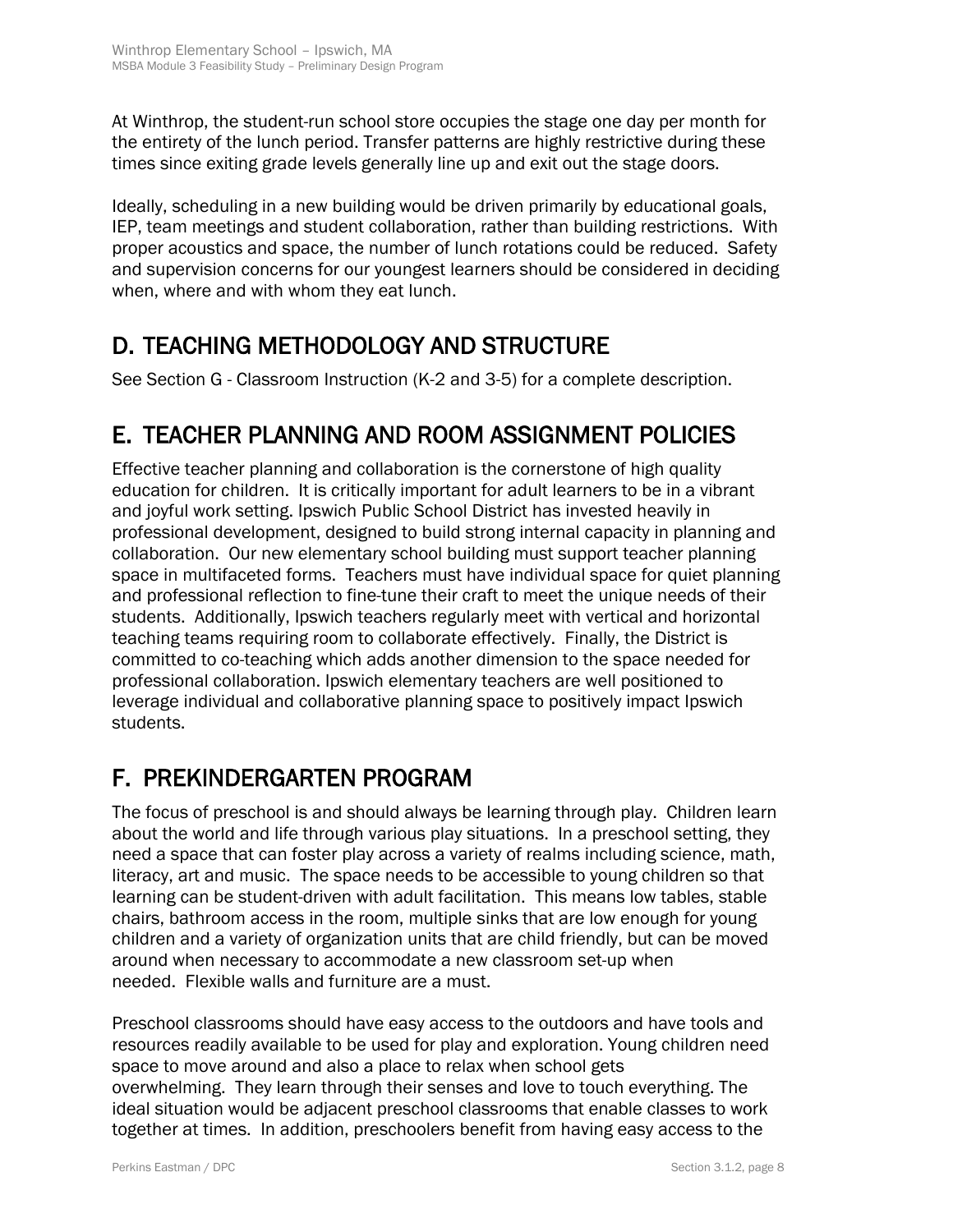At Winthrop, the student-run school store occupies the stage one day per month for the entirety of the lunch period. Transfer patterns are highly restrictive during these times since exiting grade levels generally line up and exit out the stage doors.

Ideally, scheduling in a new building would be driven primarily by educational goals, IEP, team meetings and student collaboration, rather than building restrictions. With proper acoustics and space, the number of lunch rotations could be reduced. Safety and supervision concerns for our youngest learners should be considered in deciding when, where and with whom they eat lunch.

## D. TEACHING METHODOLOGY AND STRUCTURE

See Section G - Classroom Instruction (K-2 and 3-5) for a complete description.

## E. TEACHER PLANNING AND ROOM ASSIGNMENT POLICIES

Effective teacher planning and collaboration is the cornerstone of high quality education for children. It is critically important for adult learners to be in a vibrant and joyful work setting. Ipswich Public School District has invested heavily in professional development, designed to build strong internal capacity in planning and collaboration. Our new elementary school building must support teacher planning space in multifaceted forms. Teachers must have individual space for quiet planning and professional reflection to fine-tune their craft to meet the unique needs of their students. Additionally, Ipswich teachers regularly meet with vertical and horizontal teaching teams requiring room to collaborate effectively. Finally, the District is committed to co-teaching which adds another dimension to the space needed for professional collaboration. Ipswich elementary teachers are well positioned to leverage individual and collaborative planning space to positively impact Ipswich students.

## F. PREKINDERGARTEN PROGRAM

The focus of preschool is and should always be learning through play. Children learn about the world and life through various play situations. In a preschool setting, they need a space that can foster play across a variety of realms including science, math, literacy, art and music. The space needs to be accessible to young children so that learning can be student-driven with adult facilitation. This means low tables, stable chairs, bathroom access in the room, multiple sinks that are low enough for young children and a variety of organization units that are child friendly, but can be moved around when necessary to accommodate a new classroom set-up when needed. Flexible walls and furniture are a must.

Preschool classrooms should have easy access to the outdoors and have tools and resources readily available to be used for play and exploration. Young children need space to move around and also a place to relax when school gets overwhelming. They learn through their senses and love to touch everything. The ideal situation would be adjacent preschool classrooms that enable classes to work together at times. In addition, preschoolers benefit from having easy access to the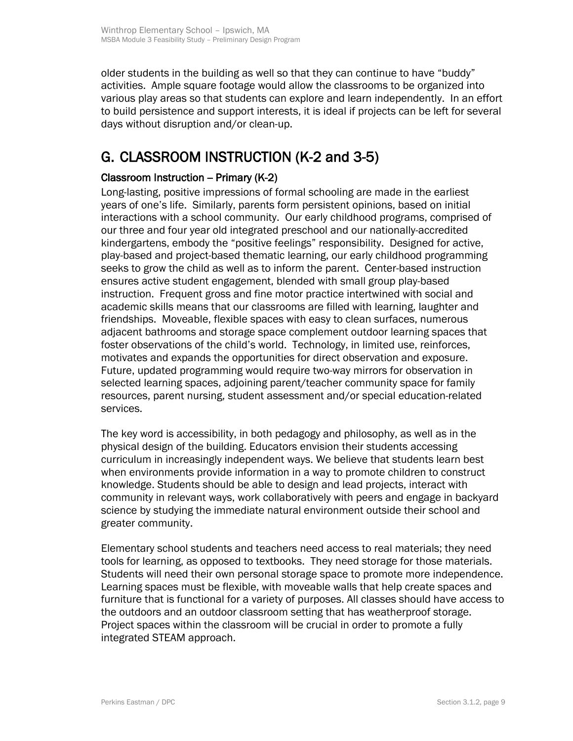older students in the building as well so that they can continue to have “buddy” activities. Ample square footage would allow the classrooms to be organized into various play areas so that students can explore and learn independently. In an effort to build persistence and support interests, it is ideal if projects can be left for several days without disruption and/or clean-up.

## G. CLASSROOM INSTRUCTION (K-2 and 3-5)

### Classroom Instruction – Primary (K-2)

Long-lasting, positive impressions of formal schooling are made in the earliest years of one’s life. Similarly, parents form persistent opinions, based on initial interactions with a school community. Our early childhood programs, comprised of our three and four year old integrated preschool and our nationally-accredited kindergartens, embody the “positive feelings” responsibility. Designed for active, play-based and project-based thematic learning, our early childhood programming seeks to grow the child as well as to inform the parent. Center-based instruction ensures active student engagement, blended with small group play-based instruction. Frequent gross and fine motor practice intertwined with social and academic skills means that our classrooms are filled with learning, laughter and friendships. Moveable, flexible spaces with easy to clean surfaces, numerous adjacent bathrooms and storage space complement outdoor learning spaces that foster observations of the child’s world. Technology, in limited use, reinforces, motivates and expands the opportunities for direct observation and exposure. Future, updated programming would require two-way mirrors for observation in selected learning spaces, adjoining parent/teacher community space for family resources, parent nursing, student assessment and/or special education-related services.

The key word is accessibility, in both pedagogy and philosophy, as well as in the physical design of the building. Educators envision their students accessing curriculum in increasingly independent ways. We believe that students learn best when environments provide information in a way to promote children to construct knowledge. Students should be able to design and lead projects, interact with community in relevant ways, work collaboratively with peers and engage in backyard science by studying the immediate natural environment outside their school and greater community.

Elementary school students and teachers need access to real materials; they need tools for learning, as opposed to textbooks. They need storage for those materials. Students will need their own personal storage space to promote more independence. Learning spaces must be flexible, with moveable walls that help create spaces and furniture that is functional for a variety of purposes. All classes should have access to the outdoors and an outdoor classroom setting that has weatherproof storage. Project spaces within the classroom will be crucial in order to promote a fully integrated STEAM approach.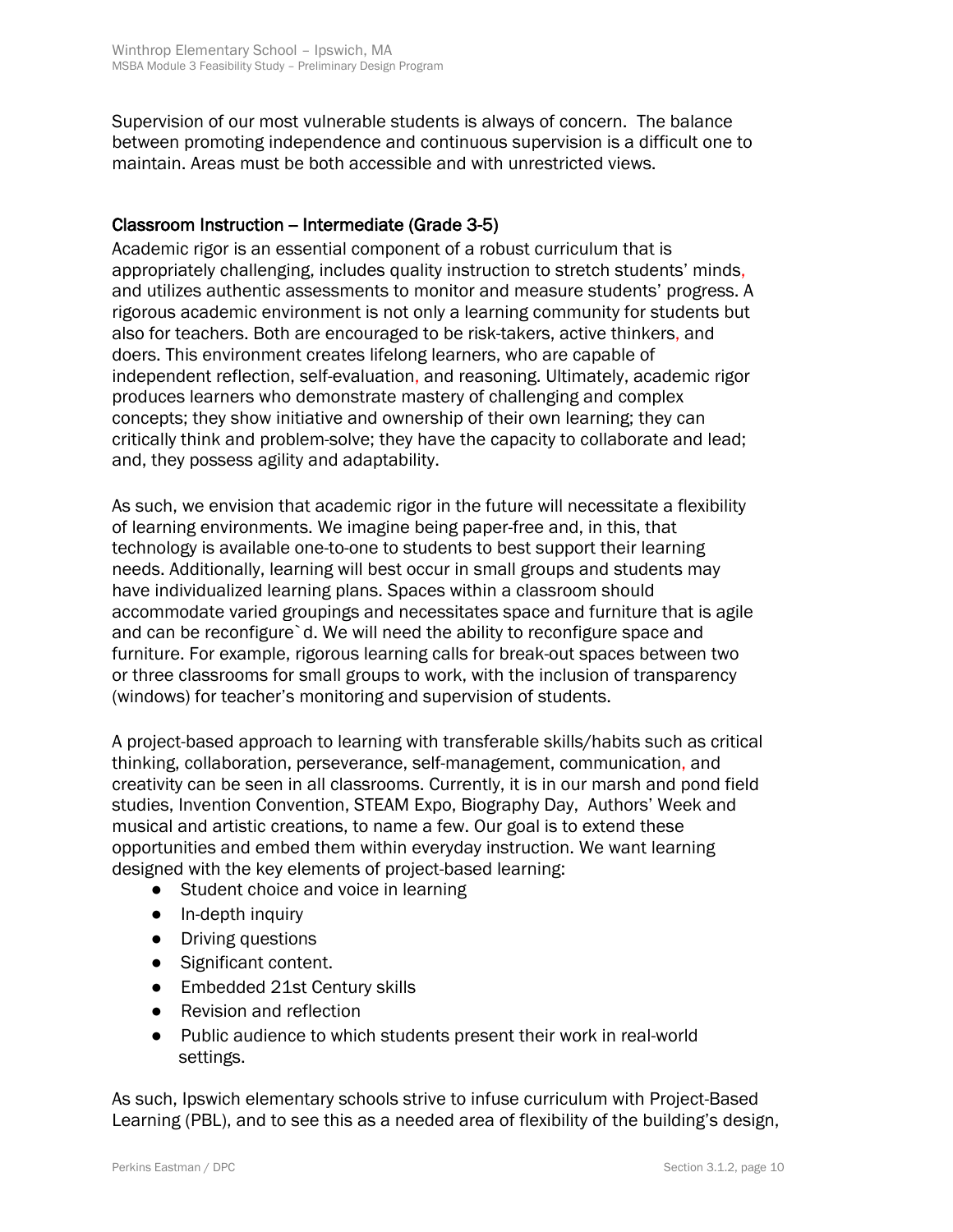Supervision of our most vulnerable students is always of concern. The balance between promoting independence and continuous supervision is a difficult one to maintain. Areas must be both accessible and with unrestricted views.

### Classroom Instruction – Intermediate (Grade 3-5)

Academic rigor is an essential component of a robust curriculum that is appropriately challenging, includes quality instruction to stretch students' minds, and utilizes authentic assessments to monitor and measure students' progress. A rigorous academic environment is not only a learning community for students but also for teachers. Both are encouraged to be risk-takers, active thinkers, and doers. This environment creates lifelong learners, who are capable of independent reflection, self-evaluation, and reasoning. Ultimately, academic rigor produces learners who demonstrate mastery of challenging and complex concepts; they show initiative and ownership of their own learning; they can critically think and problem-solve; they have the capacity to collaborate and lead; and, they possess agility and adaptability.

As such, we envision that academic rigor in the future will necessitate a flexibility of learning environments. We imagine being paper-free and, in this, that technology is available one-to-one to students to best support their learning needs. Additionally, learning will best occur in small groups and students may have individualized learning plans. Spaces within a classroom should accommodate varied groupings and necessitates space and furniture that is agile and can be reconfigure`d. We will need the ability to reconfigure space and furniture. For example, rigorous learning calls for break-out spaces between two or three classrooms for small groups to work, with the inclusion of transparency (windows) for teacher's monitoring and supervision of students.

A project-based approach to learning with transferable skills/habits such as critical thinking, collaboration, perseverance, self-management, communication, and creativity can be seen in all classrooms. Currently, it is in our marsh and pond field studies, Invention Convention, STEAM Expo, Biography Day, Authors' Week and musical and artistic creations, to name a few. Our goal is to extend these opportunities and embed them within everyday instruction. We want learning designed with the key elements of project-based learning:

- Student choice and voice in learning
- In-depth inquiry
- Driving questions
- Significant content.
- Embedded 21st Century skills
- Revision and reflection
- Public audience to which students present their work in real-world settings.

As such, Ipswich elementary schools strive to infuse curriculum with Project-Based Learning (PBL), and to see this as a needed area of flexibility of the building's design,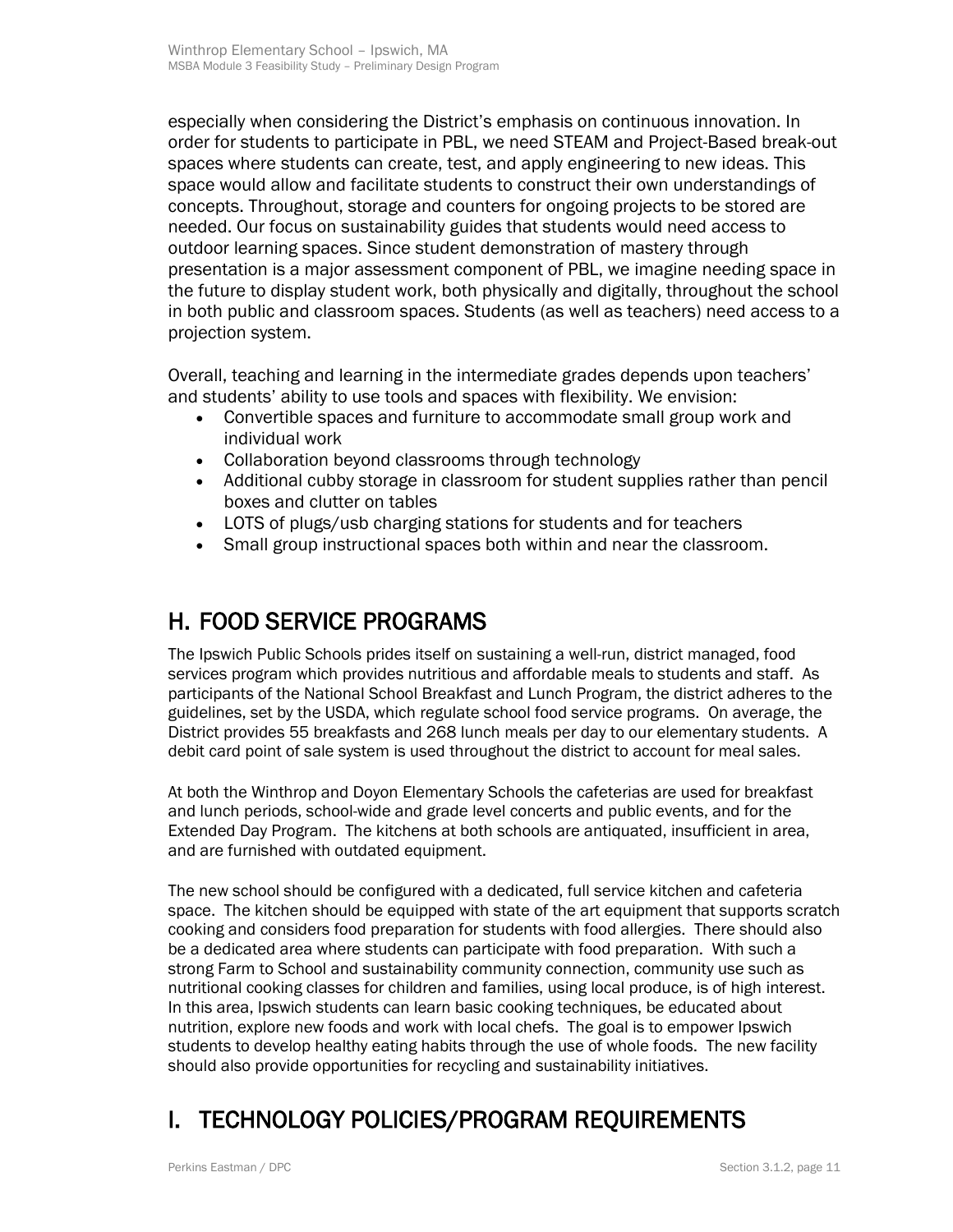especially when considering the District's emphasis on continuous innovation. In order for students to participate in PBL, we need STEAM and Project-Based break-out spaces where students can create, test, and apply engineering to new ideas. This space would allow and facilitate students to construct their own understandings of concepts. Throughout, storage and counters for ongoing projects to be stored are needed. Our focus on sustainability guides that students would need access to outdoor learning spaces. Since student demonstration of mastery through presentation is a major assessment component of PBL, we imagine needing space in the future to display student work, both physically and digitally, throughout the school in both public and classroom spaces. Students (as well as teachers) need access to a projection system.

Overall, teaching and learning in the intermediate grades depends upon teachers' and students' ability to use tools and spaces with flexibility. We envision:

- Convertible spaces and furniture to accommodate small group work and individual work
- Collaboration beyond classrooms through technology
- Additional cubby storage in classroom for student supplies rather than pencil boxes and clutter on tables
- LOTS of plugs/usb charging stations for students and for teachers
- Small group instructional spaces both within and near the classroom.

## H. FOOD SERVICE PROGRAMS

The Ipswich Public Schools prides itself on sustaining a well-run, district managed, food services program which provides nutritious and affordable meals to students and staff. As participants of the National School Breakfast and Lunch Program, the district adheres to the guidelines, set by the USDA, which regulate school food service programs. On average, the District provides 55 breakfasts and 268 lunch meals per day to our elementary students. A debit card point of sale system is used throughout the district to account for meal sales.

At both the Winthrop and Doyon Elementary Schools the cafeterias are used for breakfast and lunch periods, school-wide and grade level concerts and public events, and for the Extended Day Program. The kitchens at both schools are antiquated, insufficient in area, and are furnished with outdated equipment.

The new school should be configured with a dedicated, full service kitchen and cafeteria space. The kitchen should be equipped with state of the art equipment that supports scratch cooking and considers food preparation for students with food allergies. There should also be a dedicated area where students can participate with food preparation. With such a strong Farm to School and sustainability community connection, community use such as nutritional cooking classes for children and families, using local produce, is of high interest. In this area, Ipswich students can learn basic cooking techniques, be educated about nutrition, explore new foods and work with local chefs. The goal is to empower Ipswich students to develop healthy eating habits through the use of whole foods. The new facility should also provide opportunities for recycling and sustainability initiatives.

## I. TECHNOLOGY POLICIES/PROGRAM REQUIREMENTS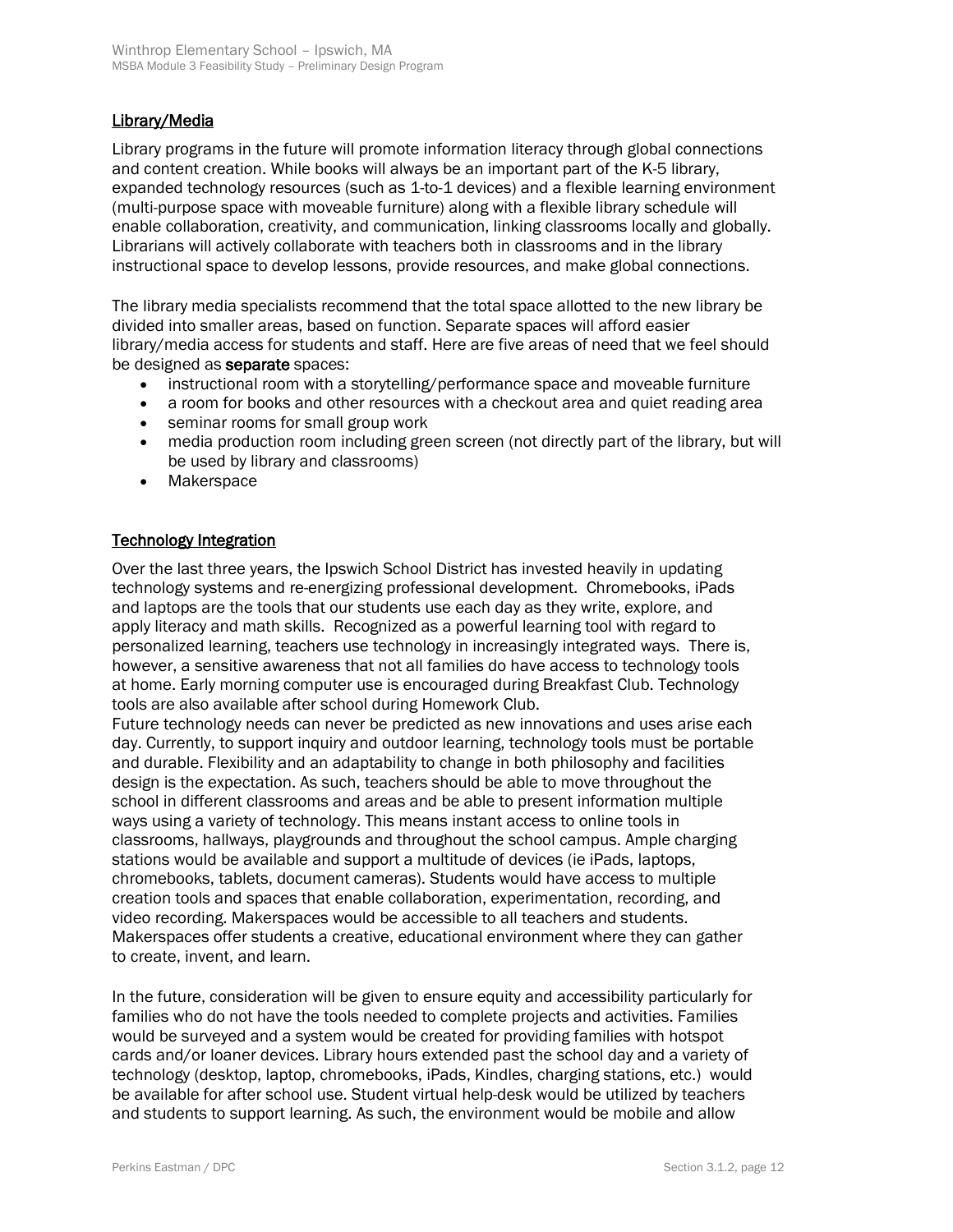## Library/Media

Library programs in the future will promote information literacy through global connections and content creation. While books will always be an important part of the K-5 library, expanded technology resources (such as 1-to-1 devices) and a flexible learning environment (multi-purpose space with moveable furniture) along with a flexible library schedule will enable collaboration, creativity, and communication, linking classrooms locally and globally. Librarians will actively collaborate with teachers both in classrooms and in the library instructional space to develop lessons, provide resources, and make global connections.

The library media specialists recommend that the total space allotted to the new library be divided into smaller areas, based on function. Separate spaces will afford easier library/media access for students and staff. Here are five areas of need that we feel should be designed as **separate** spaces:

- instructional room with a storytelling/performance space and moveable furniture
- a room for books and other resources with a checkout area and quiet reading area
- seminar rooms for small group work
- media production room including green screen (not directly part of the library, but will be used by library and classrooms)
- Makerspace

## Technology Integration

Over the last three years, the Ipswich School District has invested heavily in updating technology systems and re-energizing professional development. Chromebooks, iPads and laptops are the tools that our students use each day as they write, explore, and apply literacy and math skills. Recognized as a powerful learning tool with regard to personalized learning, teachers use technology in increasingly integrated ways. There is, however, a sensitive awareness that not all families do have access to technology tools at home. Early morning computer use is encouraged during Breakfast Club. Technology tools are also available after school during Homework Club.

Future technology needs can never be predicted as new innovations and uses arise each day. Currently, to support inquiry and outdoor learning, technology tools must be portable and durable. Flexibility and an adaptability to change in both philosophy and facilities design is the expectation. As such, teachers should be able to move throughout the school in different classrooms and areas and be able to present information multiple ways using a variety of technology. This means instant access to online tools in classrooms, hallways, playgrounds and throughout the school campus. Ample charging stations would be available and support a multitude of devices (ie iPads, laptops, chromebooks, tablets, document cameras). Students would have access to multiple creation tools and spaces that enable collaboration, experimentation, recording, and video recording. Makerspaces would be accessible to all teachers and students. Makerspaces offer students a creative, educational environment where they can gather to create, invent, and learn.

In the future, consideration will be given to ensure equity and accessibility particularly for families who do not have the tools needed to complete projects and activities. Families would be surveyed and a system would be created for providing families with hotspot cards and/or loaner devices. Library hours extended past the school day and a variety of technology (desktop, laptop, chromebooks, iPads, Kindles, charging stations, etc.) would be available for after school use. Student virtual help-desk would be utilized by teachers and students to support learning. As such, the environment would be mobile and allow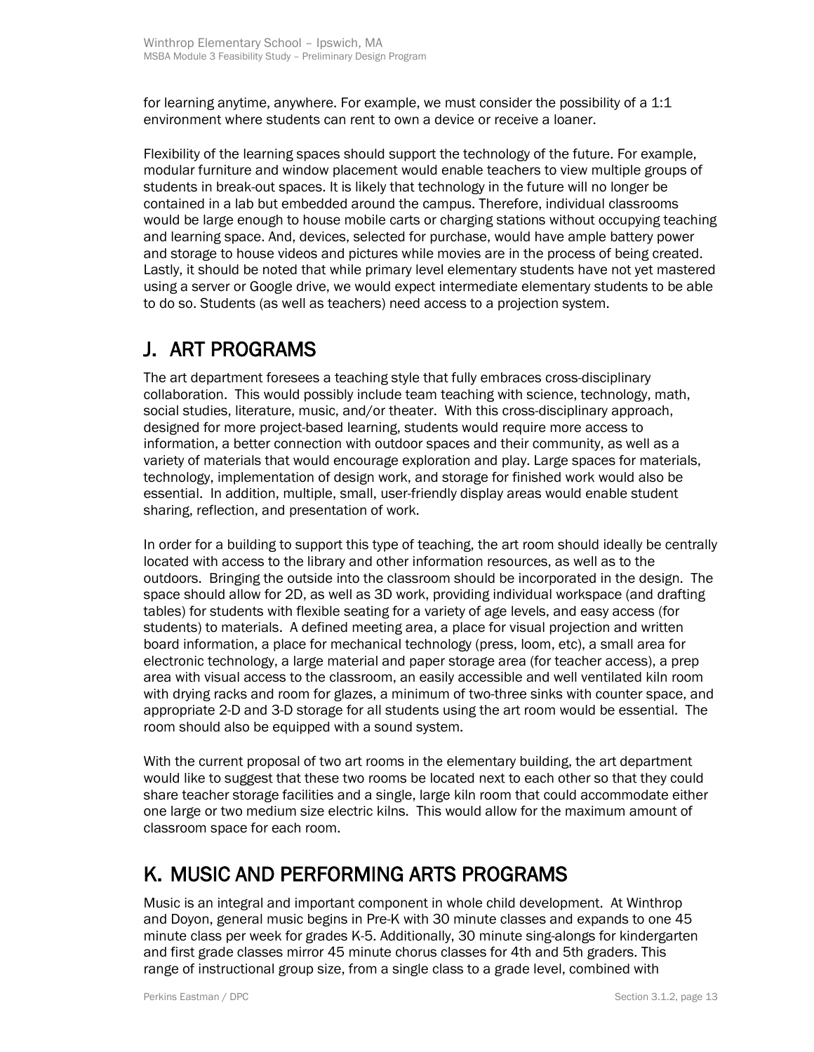for learning anytime, anywhere. For example, we must consider the possibility of a 1:1 environment where students can rent to own a device or receive a loaner.

Flexibility of the learning spaces should support the technology of the future. For example, modular furniture and window placement would enable teachers to view multiple groups of students in break-out spaces. It is likely that technology in the future will no longer be contained in a lab but embedded around the campus. Therefore, individual classrooms would be large enough to house mobile carts or charging stations without occupying teaching and learning space. And, devices, selected for purchase, would have ample battery power and storage to house videos and pictures while movies are in the process of being created. Lastly, it should be noted that while primary level elementary students have not yet mastered using a server or Google drive, we would expect intermediate elementary students to be able to do so. Students (as well as teachers) need access to a projection system.

## J. ART PROGRAMS

The art department foresees a teaching style that fully embraces cross-disciplinary collaboration. This would possibly include team teaching with science, technology, math, social studies, literature, music, and/or theater. With this cross-disciplinary approach, designed for more project-based learning, students would require more access to information, a better connection with outdoor spaces and their community, as well as a variety of materials that would encourage exploration and play. Large spaces for materials, technology, implementation of design work, and storage for finished work would also be essential. In addition, multiple, small, user-friendly display areas would enable student sharing, reflection, and presentation of work.

In order for a building to support this type of teaching, the art room should ideally be centrally located with access to the library and other information resources, as well as to the outdoors. Bringing the outside into the classroom should be incorporated in the design. The space should allow for 2D, as well as 3D work, providing individual workspace (and drafting tables) for students with flexible seating for a variety of age levels, and easy access (for students) to materials. A defined meeting area, a place for visual projection and written board information, a place for mechanical technology (press, loom, etc), a small area for electronic technology, a large material and paper storage area (for teacher access), a prep area with visual access to the classroom, an easily accessible and well ventilated kiln room with drying racks and room for glazes, a minimum of two-three sinks with counter space, and appropriate 2-D and 3-D storage for all students using the art room would be essential. The room should also be equipped with a sound system.

With the current proposal of two art rooms in the elementary building, the art department would like to suggest that these two rooms be located next to each other so that they could share teacher storage facilities and a single, large kiln room that could accommodate either one large or two medium size electric kilns. This would allow for the maximum amount of classroom space for each room.

## K. MUSIC AND PERFORMING ARTS PROGRAMS

Music is an integral and important component in whole child development. At Winthrop and Doyon, general music begins in Pre-K with 30 minute classes and expands to one 45 minute class per week for grades K-5. Additionally, 30 minute sing-alongs for kindergarten and first grade classes mirror 45 minute chorus classes for 4th and 5th graders. This range of instructional group size, from a single class to a grade level, combined with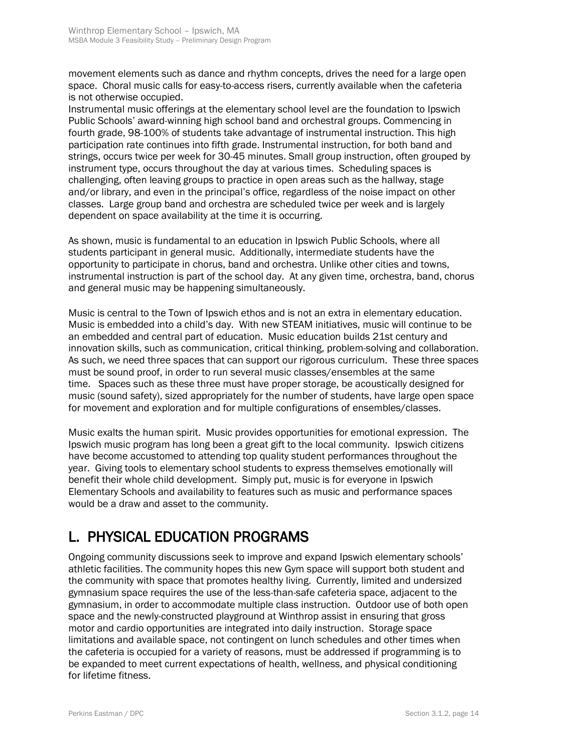movement elements such as dance and rhythm concepts, drives the need for a large open space. Choral music calls for easy-to-access risers, currently available when the cafeteria is not otherwise occupied.
Instrumental music offerings at the elementary school level are the foundation to Ipswich Public Schools' award-winning high school band and orchestral groups. Commencing in fourth grade, 98-100% of students take advantage of instrumental instruction. This high participation rate continues into fifth grade. Instrumental instruction, for both band and strings, occurs twice per week for 30-45 minutes. Small group instruction, often grouped by instrument type, occurs throughout the day at various times. Scheduling spaces is challenging, often leaving groups to practice in open areas such as the hallway, stage and/or library, and even in the principal's office, regardless of the noise impact on other classes. Large group band and orchestra are scheduled twice per week and is largely dependent on space availability at the time it is occurring.

As shown, music is fundamental to an education in Ipswich Public Schools, where all students participant in general music. Additionally, intermediate students have the opportunity to participate in chorus, band and orchestra. Unlike other cities and towns, instrumental instruction is part of the school day. At any given time, orchestra, band, chorus and general music may be happening simultaneously.

Music is central to the Town of Ipswich ethos and is not an extra in elementary education. Music is embedded into a child's day. With new STEAM initiatives, music will continue to be an embedded and central part of education. Music education builds 21st century and innovation skills, such as communication, critical thinking, problem-solving and collaboration. As such, we need three spaces that can support our rigorous curriculum. These three spaces must be sound proof, in order to run several music classes/ensembles at the same time. Spaces such as these three must have proper storage, be acoustically designed for music (sound safety), sized appropriately for the number of students, have large open space for movement and exploration and for multiple configurations of ensembles/classes.

Music exalts the human spirit. Music provides opportunities for emotional expression. The Ipswich music program has long been a great gift to the local community. Ipswich citizens have become accustomed to attending top quality student performances throughout the year. Giving tools to elementary school students to express themselves emotionally will benefit their whole child development. Simply put, music is for everyone in Ipswich Elementary Schools and availability to features such as music and performance spaces would be a draw and asset to the community.

## L. PHYSICAL EDUCATION PROGRAMS

Ongoing community discussions seek to improve and expand Ipswich elementary schools' athletic facilities. The community hopes this new Gym space will support both student and the community with space that promotes healthy living. Currently, limited and undersized gymnasium space requires the use of the less-than-safe cafeteria space, adjacent to the gymnasium, in order to accommodate multiple class instruction. Outdoor use of both open space and the newly-constructed playground at Winthrop assist in ensuring that gross motor and cardio opportunities are integrated into daily instruction. Storage space limitations and available space, not contingent on lunch schedules and other times when the cafeteria is occupied for a variety of reasons, must be addressed if programming is to be expanded to meet current expectations of health, wellness, and physical conditioning for lifetime fitness.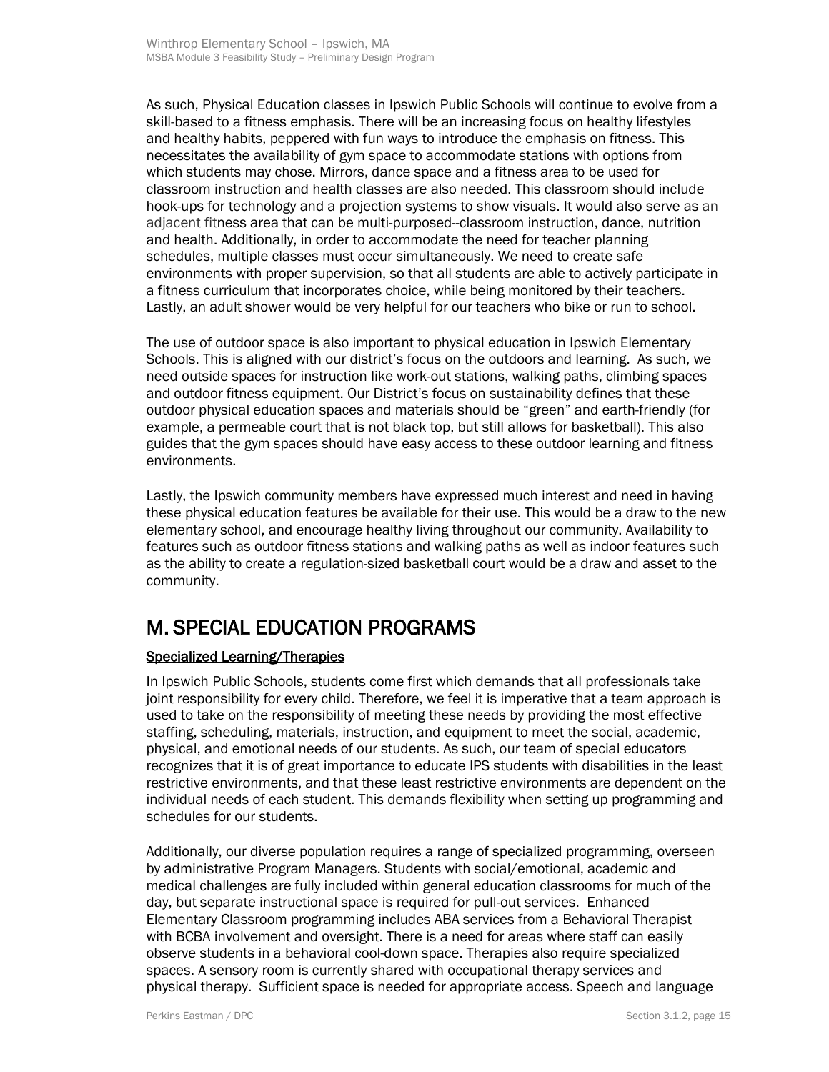As such, Physical Education classes in Ipswich Public Schools will continue to evolve from a skill-based to a fitness emphasis. There will be an increasing focus on healthy lifestyles and healthy habits, peppered with fun ways to introduce the emphasis on fitness. This necessitates the availability of gym space to accommodate stations with options from which students may chose. Mirrors, dance space and a fitness area to be used for classroom instruction and health classes are also needed. This classroom should include hook-ups for technology and a projection systems to show visuals. It would also serve as an adjacent fitness area that can be multi-purposed--classroom instruction, dance, nutrition and health. Additionally, in order to accommodate the need for teacher planning schedules, multiple classes must occur simultaneously. We need to create safe environments with proper supervision, so that all students are able to actively participate in a fitness curriculum that incorporates choice, while being monitored by their teachers. Lastly, an adult shower would be very helpful for our teachers who bike or run to school.

The use of outdoor space is also important to physical education in Ipswich Elementary Schools. This is aligned with our district's focus on the outdoors and learning. As such, we need outside spaces for instruction like work-out stations, walking paths, climbing spaces and outdoor fitness equipment. Our District's focus on sustainability defines that these outdoor physical education spaces and materials should be "green" and earth-friendly (for example, a permeable court that is not black top, but still allows for basketball). This also guides that the gym spaces should have easy access to these outdoor learning and fitness environments.

Lastly, the Ipswich community members have expressed much interest and need in having these physical education features be available for their use. This would be a draw to the new elementary school, and encourage healthy living throughout our community. Availability to features such as outdoor fitness stations and walking paths as well as indoor features such as the ability to create a regulation-sized basketball court would be a draw and asset to the community.

## M. SPECIAL EDUCATION PROGRAMS

### Specialized Learning/Therapies

In Ipswich Public Schools, students come first which demands that all professionals take joint responsibility for every child. Therefore, we feel it is imperative that a team approach is used to take on the responsibility of meeting these needs by providing the most effective staffing, scheduling, materials, instruction, and equipment to meet the social, academic, physical, and emotional needs of our students. As such, our team of special educators recognizes that it is of great importance to educate IPS students with disabilities in the least restrictive environments, and that these least restrictive environments are dependent on the individual needs of each student. This demands flexibility when setting up programming and schedules for our students.

Additionally, our diverse population requires a range of specialized programming, overseen by administrative Program Managers. Students with social/emotional, academic and medical challenges are fully included within general education classrooms for much of the day, but separate instructional space is required for pull-out services. Enhanced Elementary Classroom programming includes ABA services from a Behavioral Therapist with BCBA involvement and oversight. There is a need for areas where staff can easily observe students in a behavioral cool-down space. Therapies also require specialized spaces. A sensory room is currently shared with occupational therapy services and physical therapy. Sufficient space is needed for appropriate access. Speech and language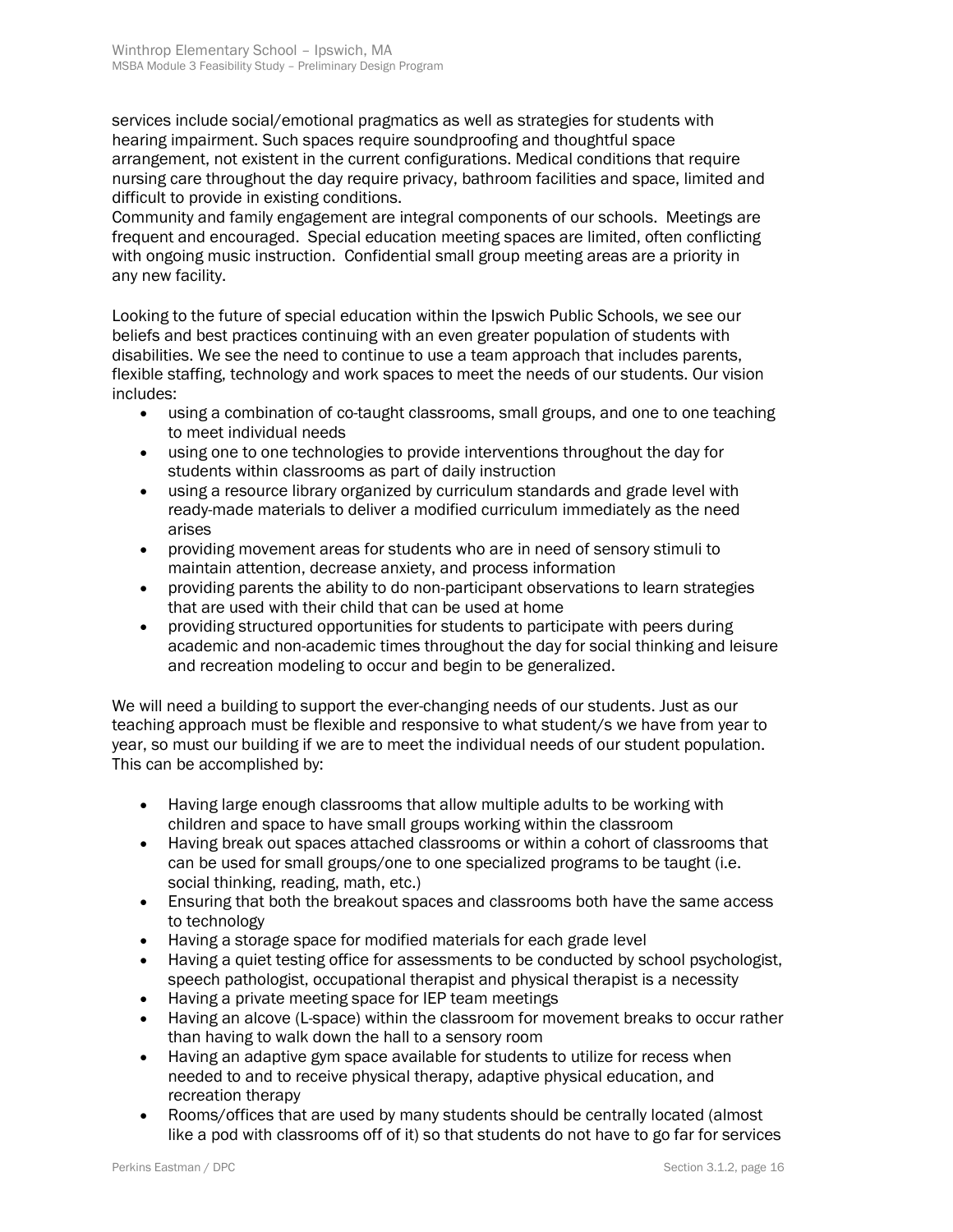services include social/emotional pragmatics as well as strategies for students with hearing impairment. Such spaces require soundproofing and thoughtful space arrangement, not existent in the current configurations. Medical conditions that require nursing care throughout the day require privacy, bathroom facilities and space, limited and difficult to provide in existing conditions.

Community and family engagement are integral components of our schools. Meetings are frequent and encouraged. Special education meeting spaces are limited, often conflicting with ongoing music instruction. Confidential small group meeting areas are a priority in any new facility.

Looking to the future of special education within the Ipswich Public Schools, we see our beliefs and best practices continuing with an even greater population of students with disabilities. We see the need to continue to use a team approach that includes parents, flexible staffing, technology and work spaces to meet the needs of our students. Our vision includes:

- using a combination of co-taught classrooms, small groups, and one to one teaching to meet individual needs
- using one to one technologies to provide interventions throughout the day for students within classrooms as part of daily instruction
- using a resource library organized by curriculum standards and grade level with ready-made materials to deliver a modified curriculum immediately as the need arises
- providing movement areas for students who are in need of sensory stimuli to maintain attention, decrease anxiety, and process information
- providing parents the ability to do non-participant observations to learn strategies that are used with their child that can be used at home
- providing structured opportunities for students to participate with peers during academic and non-academic times throughout the day for social thinking and leisure and recreation modeling to occur and begin to be generalized.

We will need a building to support the ever-changing needs of our students. Just as our teaching approach must be flexible and responsive to what student/s we have from year to year, so must our building if we are to meet the individual needs of our student population. This can be accomplished by:

- Having large enough classrooms that allow multiple adults to be working with children and space to have small groups working within the classroom
- Having break out spaces attached classrooms or within a cohort of classrooms that can be used for small groups/one to one specialized programs to be taught (i.e. social thinking, reading, math, etc.)
- Ensuring that both the breakout spaces and classrooms both have the same access to technology
- Having a storage space for modified materials for each grade level
- Having a quiet testing office for assessments to be conducted by school psychologist, speech pathologist, occupational therapist and physical therapist is a necessity
- Having a private meeting space for IEP team meetings
- Having an alcove (L-space) within the classroom for movement breaks to occur rather than having to walk down the hall to a sensory room
- Having an adaptive gym space available for students to utilize for recess when needed to and to receive physical therapy, adaptive physical education, and recreation therapy
- Rooms/offices that are used by many students should be centrally located (almost like a pod with classrooms off of it) so that students do not have to go far for services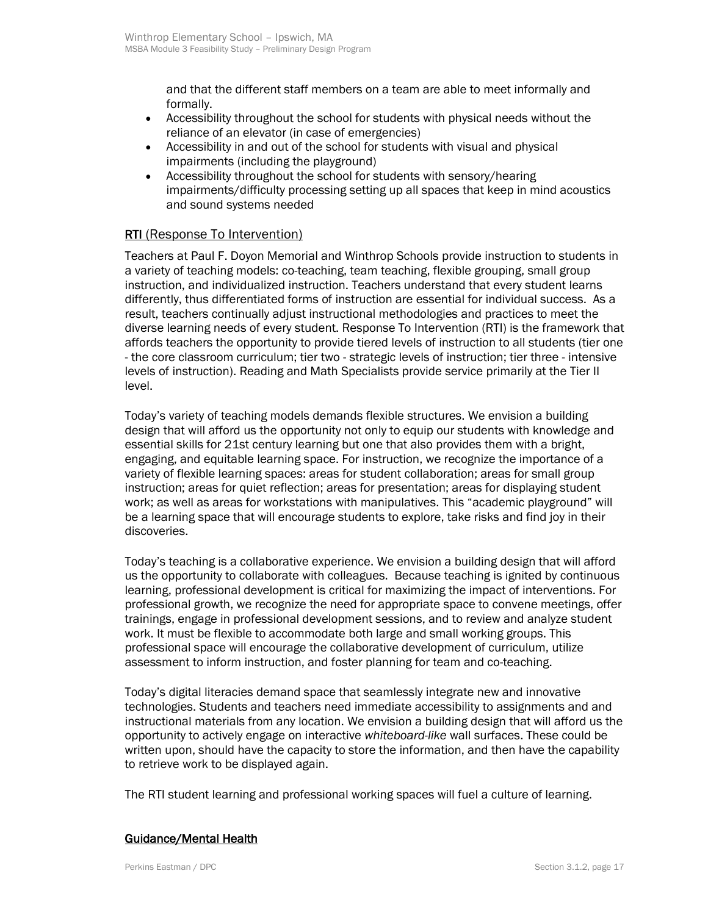and that the different staff members on a team are able to meet informally and formally.

- Accessibility throughout the school for students with physical needs without the reliance of an elevator (in case of emergencies)
- Accessibility in and out of the school for students with visual and physical impairments (including the playground)
- Accessibility throughout the school for students with sensory/hearing impairments/difficulty processing setting up all spaces that keep in mind acoustics and sound systems needed

## RTI (Response To Intervention)

Teachers at Paul F. Doyon Memorial and Winthrop Schools provide instruction to students in a variety of teaching models: co-teaching, team teaching, flexible grouping, small group instruction, and individualized instruction. Teachers understand that every student learns differently, thus differentiated forms of instruction are essential for individual success. As a result, teachers continually adjust instructional methodologies and practices to meet the diverse learning needs of every student. Response To Intervention (RTI) is the framework that affords teachers the opportunity to provide tiered levels of instruction to all students (tier one - the core classroom curriculum; tier two - strategic levels of instruction; tier three - intensive levels of instruction). Reading and Math Specialists provide service primarily at the Tier II level.

Today's variety of teaching models demands flexible structures. We envision a building design that will afford us the opportunity not only to equip our students with knowledge and essential skills for 21st century learning but one that also provides them with a bright, engaging, and equitable learning space. For instruction, we recognize the importance of a variety of flexible learning spaces: areas for student collaboration; areas for small group instruction; areas for quiet reflection; areas for presentation; areas for displaying student work; as well as areas for workstations with manipulatives. This "academic playground" will be a learning space that will encourage students to explore, take risks and find joy in their discoveries.

Today's teaching is a collaborative experience. We envision a building design that will afford us the opportunity to collaborate with colleagues. Because teaching is ignited by continuous learning, professional development is critical for maximizing the impact of interventions. For professional growth, we recognize the need for appropriate space to convene meetings, offer trainings, engage in professional development sessions, and to review and analyze student work. It must be flexible to accommodate both large and small working groups. This professional space will encourage the collaborative development of curriculum, utilize assessment to inform instruction, and foster planning for team and co-teaching.

Today's digital literacies demand space that seamlessly integrate new and innovative technologies. Students and teachers need immediate accessibility to assignments and and instructional materials from any location. We envision a building design that will afford us the opportunity to actively engage on interactive *whiteboard-like* wall surfaces. These could be written upon, should have the capacity to store the information, and then have the capability to retrieve work to be displayed again.

The RTI student learning and professional working spaces will fuel a culture of learning.

## Guidance/Mental Health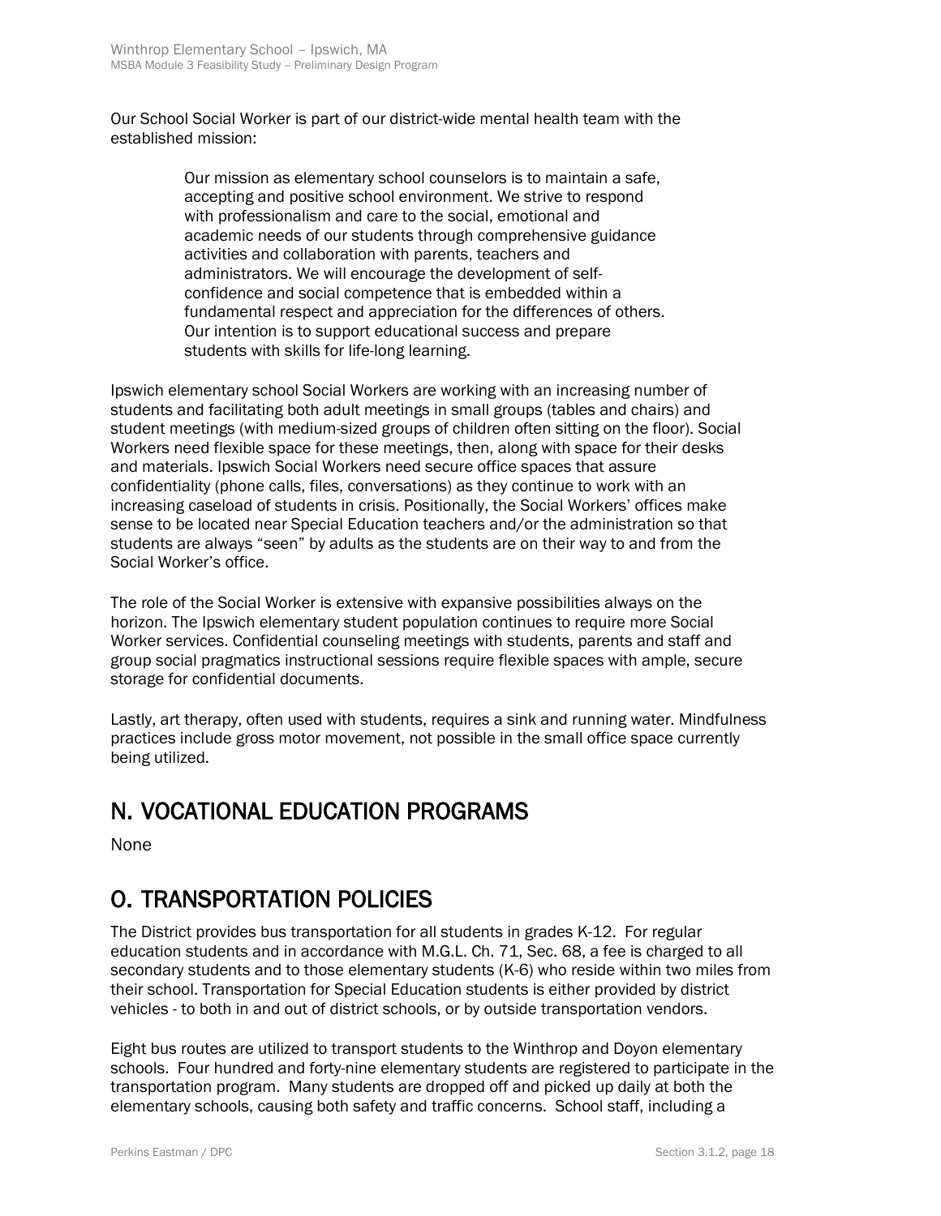Our School Social Worker is part of our district-wide mental health team with the established mission:

> Our mission as elementary school counselors is to maintain a safe, accepting and positive school environment. We strive to respond with professionalism and care to the social, emotional and academic needs of our students through comprehensive guidance activities and collaboration with parents, teachers and administrators. We will encourage the development of self-confidence and social competence that is embedded within a fundamental respect and appreciation for the differences of others. Our intention is to support educational success and prepare students with skills for life-long learning.

Ipswich elementary school Social Workers are working with an increasing number of students and facilitating both adult meetings in small groups (tables and chairs) and student meetings (with medium-sized groups of children often sitting on the floor). Social Workers need flexible space for these meetings, then, along with space for their desks and materials. Ipswich Social Workers need secure office spaces that assure confidentiality (phone calls, files, conversations) as they continue to work with an increasing caseload of students in crisis. Positionally, the Social Workers' offices make sense to be located near Special Education teachers and/or the administration so that students are always "seen" by adults as the students are on their way to and from the Social Worker's office.

The role of the Social Worker is extensive with expansive possibilities always on the horizon. The Ipswich elementary student population continues to require more Social Worker services. Confidential counseling meetings with students, parents and staff and group social pragmatics instructional sessions require flexible spaces with ample, secure storage for confidential documents.

Lastly, art therapy, often used with students, requires a sink and running water. Mindfulness practices include gross motor movement, not possible in the small office space currently being utilized.

## N. VOCATIONAL EDUCATION PROGRAMS

None

## O. TRANSPORTATION POLICIES

The District provides bus transportation for all students in grades K-12. For regular education students and in accordance with M.G.L. Ch. 71, Sec. 68, a fee is charged to all secondary students and to those elementary students (K-6) who reside within two miles from their school. Transportation for Special Education students is either provided by district vehicles - to both in and out of district schools, or by outside transportation vendors.

Eight bus routes are utilized to transport students to the Winthrop and Doyon elementary schools. Four hundred and forty-nine elementary students are registered to participate in the transportation program. Many students are dropped off and picked up daily at both the elementary schools, causing both safety and traffic concerns. School staff, including a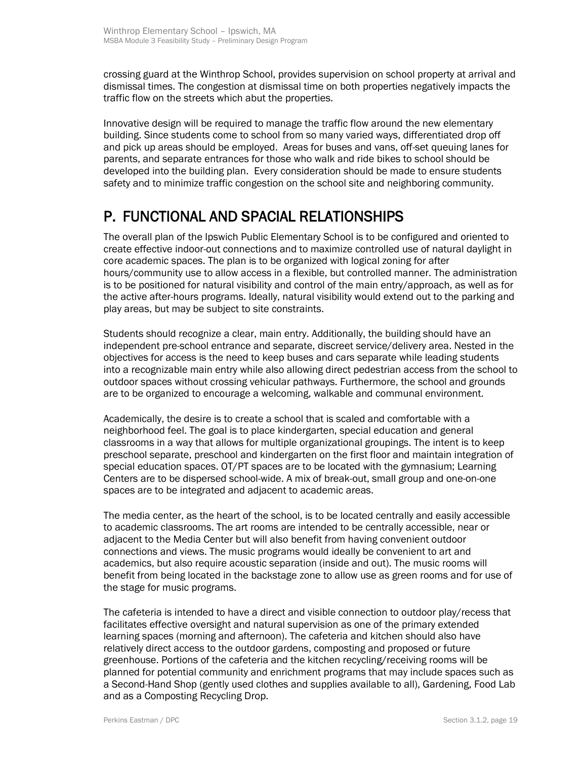crossing guard at the Winthrop School, provides supervision on school property at arrival and dismissal times. The congestion at dismissal time on both properties negatively impacts the traffic flow on the streets which abut the properties.

Innovative design will be required to manage the traffic flow around the new elementary building. Since students come to school from so many varied ways, differentiated drop off and pick up areas should be employed. Areas for buses and vans, off-set queuing lanes for parents, and separate entrances for those who walk and ride bikes to school should be developed into the building plan. Every consideration should be made to ensure students safety and to minimize traffic congestion on the school site and neighboring community.

## P. FUNCTIONAL AND SPACIAL RELATIONSHIPS

The overall plan of the Ipswich Public Elementary School is to be configured and oriented to create effective indoor-out connections and to maximize controlled use of natural daylight in core academic spaces. The plan is to be organized with logical zoning for after hours/community use to allow access in a flexible, but controlled manner. The administration is to be positioned for natural visibility and control of the main entry/approach, as well as for the active after-hours programs. Ideally, natural visibility would extend out to the parking and play areas, but may be subject to site constraints.

Students should recognize a clear, main entry. Additionally, the building should have an independent pre-school entrance and separate, discreet service/delivery area. Nested in the objectives for access is the need to keep buses and cars separate while leading students into a recognizable main entry while also allowing direct pedestrian access from the school to outdoor spaces without crossing vehicular pathways. Furthermore, the school and grounds are to be organized to encourage a welcoming, walkable and communal environment.

Academically, the desire is to create a school that is scaled and comfortable with a neighborhood feel. The goal is to place kindergarten, special education and general classrooms in a way that allows for multiple organizational groupings. The intent is to keep preschool separate, preschool and kindergarten on the first floor and maintain integration of special education spaces. OT/PT spaces are to be located with the gymnasium; Learning Centers are to be dispersed school-wide. A mix of break-out, small group and one-on-one spaces are to be integrated and adjacent to academic areas.

The media center, as the heart of the school, is to be located centrally and easily accessible to academic classrooms. The art rooms are intended to be centrally accessible, near or adjacent to the Media Center but will also benefit from having convenient outdoor connections and views. The music programs would ideally be convenient to art and academics, but also require acoustic separation (inside and out). The music rooms will benefit from being located in the backstage zone to allow use as green rooms and for use of the stage for music programs.

The cafeteria is intended to have a direct and visible connection to outdoor play/recess that facilitates effective oversight and natural supervision as one of the primary extended learning spaces (morning and afternoon). The cafeteria and kitchen should also have relatively direct access to the outdoor gardens, composting and proposed or future greenhouse. Portions of the cafeteria and the kitchen recycling/receiving rooms will be planned for potential community and enrichment programs that may include spaces such as a Second-Hand Shop (gently used clothes and supplies available to all), Gardening, Food Lab and as a Composting Recycling Drop.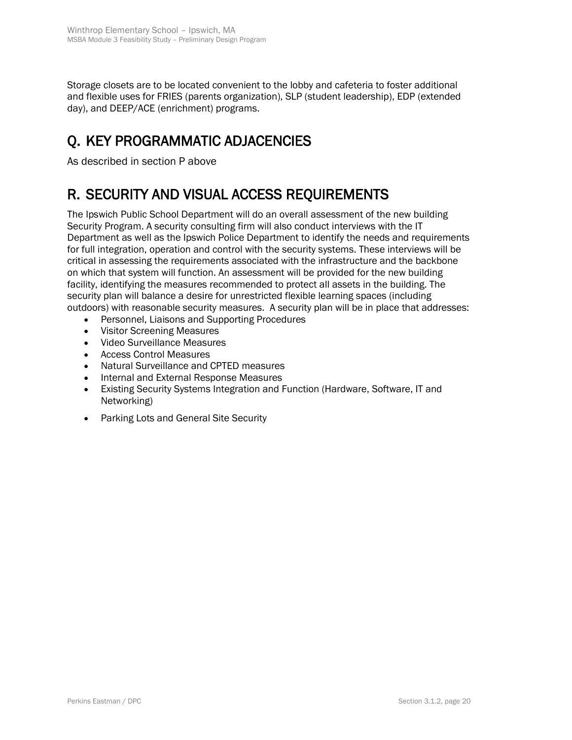Storage closets are to be located convenient to the lobby and cafeteria to foster additional and flexible uses for FRIES (parents organization), SLP (student leadership), EDP (extended day), and DEEP/ACE (enrichment) programs.

## Q. KEY PROGRAMMATIC ADJACENCIES

As described in section P above

## R. SECURITY AND VISUAL ACCESS REQUIREMENTS

The Ipswich Public School Department will do an overall assessment of the new building Security Program. A security consulting firm will also conduct interviews with the IT Department as well as the Ipswich Police Department to identify the needs and requirements for full integration, operation and control with the security systems. These interviews will be critical in assessing the requirements associated with the infrastructure and the backbone on which that system will function. An assessment will be provided for the new building facility, identifying the measures recommended to protect all assets in the building. The security plan will balance a desire for unrestricted flexible learning spaces (including outdoors) with reasonable security measures. A security plan will be in place that addresses:

- Personnel, Liaisons and Supporting Procedures
- Visitor Screening Measures
- Video Surveillance Measures
- Access Control Measures
- Natural Surveillance and CPTED measures
- Internal and External Response Measures
- Existing Security Systems Integration and Function (Hardware, Software, IT and Networking)
- Parking Lots and General Site Security